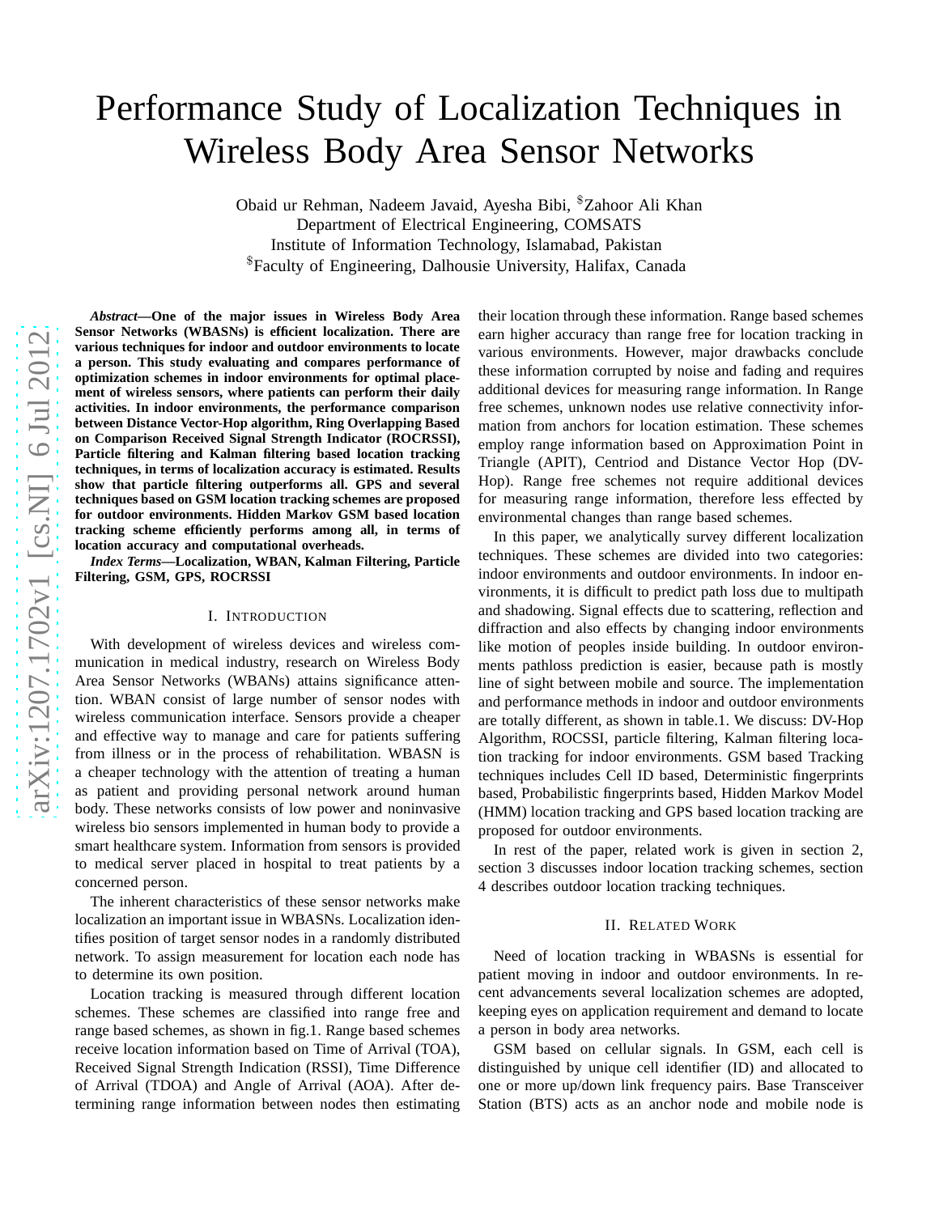# Performance Study of Localization Techniques in Wireless Body Area Sensor Networks

Obaid ur Rehman, Nadeem Javaid, Ayesha Bibi, [$]Zahoor Ali Khan
Department of Electrical Engineering, COMSATS
Institute of Information Technology, Islamabad, Pakistan
[$]Faculty of Engineering, Dalhousie University, Halifax, Canada

***Abstract*—One of the major issues in Wireless Body Area Sensor Networks (WBASNs) is efficient localization. There are various techniques for indoor and outdoor environments to locate a person. This study evaluating and compares performance of optimization schemes in indoor environments for optimal placement of wireless sensors, where patients can perform their daily activities. In indoor environments, the performance comparison between Distance Vector-Hop algorithm, Ring Overlapping Based on Comparison Received Signal Strength Indicator (ROCRSSI), Particle filtering and Kalman filtering based location tracking techniques, in terms of localization accuracy is estimated. Results show that particle filtering outperforms all. GPS and several techniques based on GSM location tracking schemes are proposed for outdoor environments. Hidden Markov GSM based location tracking scheme efficiently performs among all, in terms of location accuracy and computational overheads.**

***Index Terms*—Localization, WBAN, Kalman Filtering, Particle Filtering, GSM, GPS, ROCRSSI**

## I. Introduction

With development of wireless devices and wireless communication in medical industry, research on Wireless Body Area Sensor Networks (WBANs) attains significance attention. WBAN consist of large number of sensor nodes with wireless communication interface. Sensors provide a cheaper and effective way to manage and care for patients suffering from illness or in the process of rehabilitation. WBASN is a cheaper technology with the attention of treating a human as patient and providing personal network around human body. These networks consists of low power and noninvasive wireless bio sensors implemented in human body to provide a smart healthcare system. Information from sensors is provided to medical server placed in hospital to treat patients by a concerned person.

The inherent characteristics of these sensor networks make localization an important issue in WBASNs. Localization identifies position of target sensor nodes in a randomly distributed network. To assign measurement for location each node has to determine its own position.

Location tracking is measured through different location schemes. These schemes are classified into range free and range based schemes, as shown in fig.1. Range based schemes receive location information based on Time of Arrival (TOA), Received Signal Strength Indication (RSSI), Time Difference of Arrival (TDOA) and Angle of Arrival (AOA). After determining range information between nodes then estimating their location through these information. Range based schemes earn higher accuracy than range free for location tracking in various environments. However, major drawbacks conclude these information corrupted by noise and fading and requires additional devices for measuring range information. In Range free schemes, unknown nodes use relative connectivity information from anchors for location estimation. These schemes employ range information based on Approximation Point in Triangle (APIT), Centriod and Distance Vector Hop (DV-Hop). Range free schemes not require additional devices for measuring range information, therefore less effected by environmental changes than range based schemes.

In this paper, we analytically survey different localization techniques. These schemes are divided into two categories: indoor environments and outdoor environments. In indoor environments, it is difficult to predict path loss due to multipath and shadowing. Signal effects due to scattering, reflection and diffraction and also effects by changing indoor environments like motion of peoples inside building. In outdoor environments pathloss prediction is easier, because path is mostly line of sight between mobile and source. The implementation and performance methods in indoor and outdoor environments are totally different, as shown in table.1. We discuss: DV-Hop Algorithm, ROCSSI, particle filtering, Kalman filtering location tracking for indoor environments. GSM based Tracking techniques includes Cell ID based, Deterministic fingerprints based, Probabilistic fingerprints based, Hidden Markov Model (HMM) location tracking and GPS based location tracking are proposed for outdoor environments.

In rest of the paper, related work is given in section 2, section 3 discusses indoor location tracking schemes, section 4 describes outdoor location tracking techniques.

## II. Related Work

Need of location tracking in WBASNs is essential for patient moving in indoor and outdoor environments. In recent advancements several localization schemes are adopted, keeping eyes on application requirement and demand to locate a person in body area networks.

GSM based on cellular signals. In GSM, each cell is distinguished by unique cell identifier (ID) and allocated to one or more up/down link frequency pairs. Base Transceiver Station (BTS) acts as an anchor node and mobile node is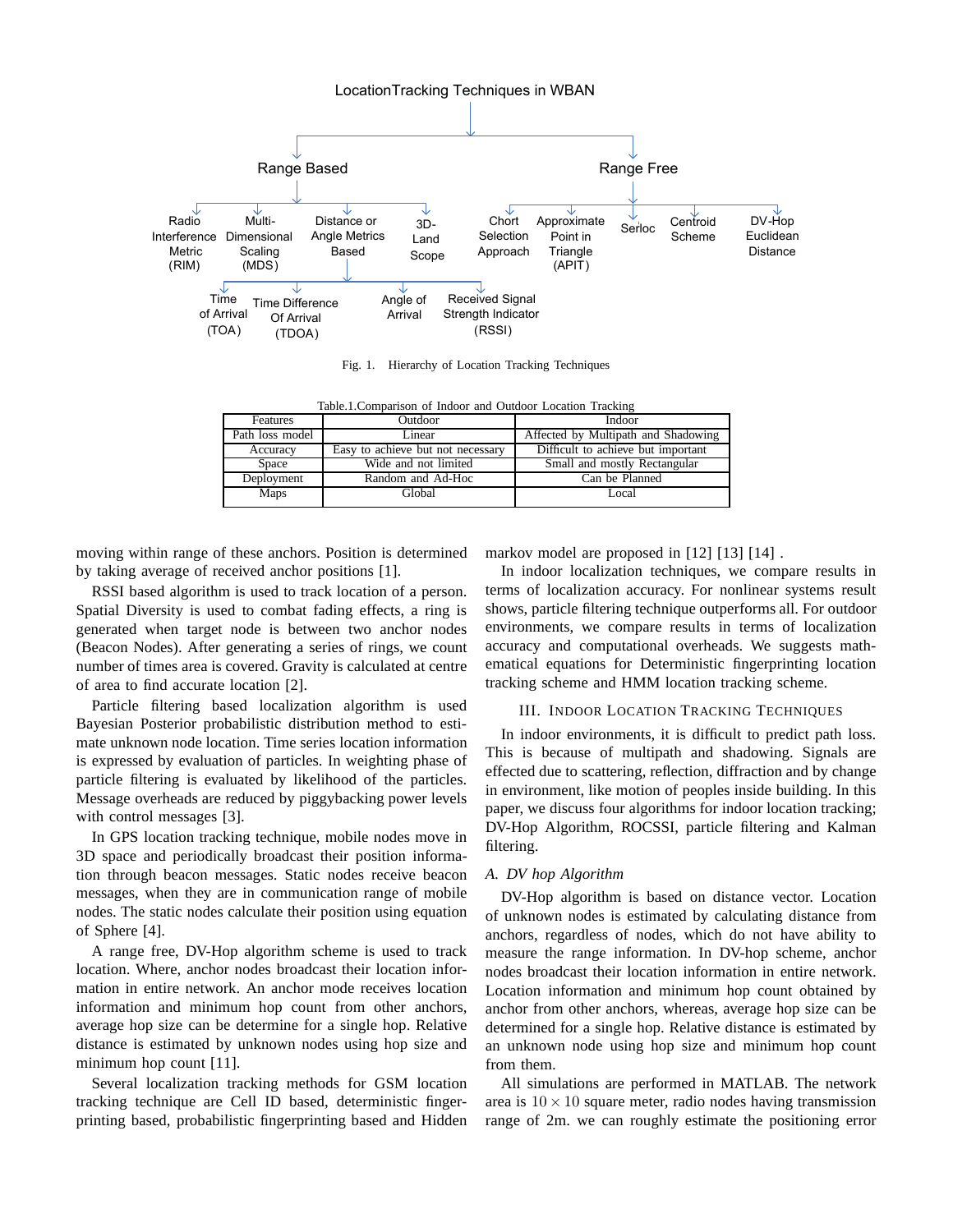Fig. 1. Hierarchy of Location Tracking Techniques

Table.1.Comparison of Indoor and Outdoor Location Tracking

| Features | Outdoor | Indoor |
|---|---|---|
| Path loss model | Linear | Affected by Multipath and Shadowing |
| Accuracy | Easy to achieve but not necessary | Difficult to achieve but important |
| Space | Wide and not limited | Small and mostly Rectangular |
| Deployment | Random and Ad-Hoc | Can be Planned |
| Maps | Global | Local |

moving within range of these anchors. Position is determined by taking average of received anchor positions [1].

RSSI based algorithm is used to track location of a person. Spatial Diversity is used to combat fading effects, a ring is generated when target node is between two anchor nodes (Beacon Nodes). After generating a series of rings, we count number of times area is covered. Gravity is calculated at centre of area to find accurate location [2].

Particle filtering based localization algorithm is used Bayesian Posterior probabilistic distribution method to estimate unknown node location. Time series location information is expressed by evaluation of particles. In weighting phase of particle filtering is evaluated by likelihood of the particles. Message overheads are reduced by piggybacking power levels with control messages [3].

In GPS location tracking technique, mobile nodes move in 3D space and periodically broadcast their position information through beacon messages. Static nodes receive beacon messages, when they are in communication range of mobile nodes. The static nodes calculate their position using equation of Sphere [4].

A range free, DV-Hop algorithm scheme is used to track location. Where, anchor nodes broadcast their location information in entire network. An anchor mode receives location information and minimum hop count from other anchors, average hop size can be determine for a single hop. Relative distance is estimated by unknown nodes using hop size and minimum hop count [11].

Several localization tracking methods for GSM location tracking technique are Cell ID based, deterministic fingerprinting based, probabilistic fingerprinting based and Hidden markov model are proposed in [12] [13] [14] .

In indoor localization techniques, we compare results in terms of localization accuracy. For nonlinear systems result shows, particle filtering technique outperforms all. For outdoor environments, we compare results in terms of localization accuracy and computational overheads. We suggests mathematical equations for Deterministic fingerprinting location tracking scheme and HMM location tracking scheme.

## III. Indoor Location Tracking Techniques

In indoor environments, it is difficult to predict path loss. This is because of multipath and shadowing. Signals are effected due to scattering, reflection, diffraction and by change in environment, like motion of peoples inside building. In this paper, we discuss four algorithms for indoor location tracking; DV-Hop Algorithm, ROCSSI, particle filtering and Kalman filtering.

### A. DV hop Algorithm

DV-Hop algorithm is based on distance vector. Location of unknown nodes is estimated by calculating distance from anchors, regardless of nodes, which do not have ability to measure the range information. In DV-hop scheme, anchor nodes broadcast their location information in entire network. Location information and minimum hop count obtained by anchor from other anchors, whereas, average hop size can be determined for a single hop. Relative distance is estimated by an unknown node using hop size and minimum hop count from them.

All simulations are performed in MATLAB. The network area is $10 \times 10$ square meter, radio nodes having transmission range of 2m. we can roughly estimate the positioning error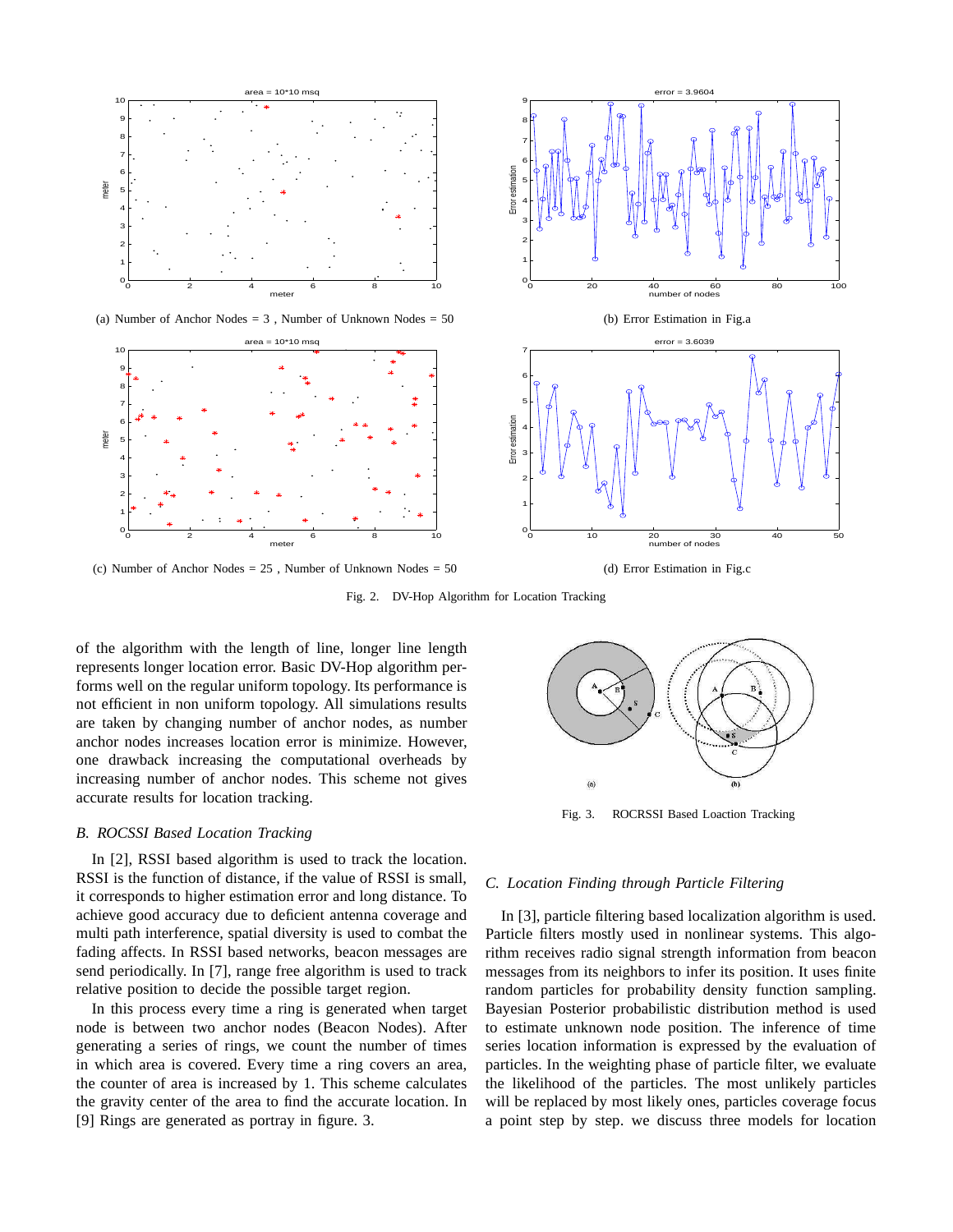(a) Number of Anchor Nodes = 3 , Number of Unknown Nodes = 50

(b) Error Estimation in Fig.a

(c) Number of Anchor Nodes = 25 , Number of Unknown Nodes = 50

(d) Error Estimation in Fig.c

Fig. 2. DV-Hop Algorithm for Location Tracking

of the algorithm with the length of line, longer line length represents longer location error. Basic DV-Hop algorithm performs well on the regular uniform topology. Its performance is not efficient in non uniform topology. All simulations results are taken by changing number of anchor nodes, as number anchor nodes increases location error is minimize. However, one drawback increasing the computational overheads by increasing number of anchor nodes. This scheme not gives accurate results for location tracking.

### *B. ROCSSI Based Location Tracking*

In [2], RSSI based algorithm is used to track the location. RSSI is the function of distance, if the value of RSSI is small, it corresponds to higher estimation error and long distance. To achieve good accuracy due to deficient antenna coverage and multi path interference, spatial diversity is used to combat the fading affects. In RSSI based networks, beacon messages are send periodically. In [7], range free algorithm is used to track relative position to decide the possible target region.

In this process every time a ring is generated when target node is between two anchor nodes (Beacon Nodes). After generating a series of rings, we count the number of times in which area is covered. Every time a ring covers an area, the counter of area is increased by 1. This scheme calculates the gravity center of the area to find the accurate location. In [9] Rings are generated as portray in figure. 3.

Fig. 3. ROCRSSI Based Loaction Tracking

### *C. Location Finding through Particle Filtering*

In [3], particle filtering based localization algorithm is used. Particle filters mostly used in nonlinear systems. This algorithm receives radio signal strength information from beacon messages from its neighbors to infer its position. It uses finite random particles for probability density function sampling. Bayesian Posterior probabilistic distribution method is used to estimate unknown node position. The inference of time series location information is expressed by the evaluation of particles. In the weighting phase of particle filter, we evaluate the likelihood of the particles. The most unlikely particles will be replaced by most likely ones, particles coverage focus a point step by step. we discuss three models for location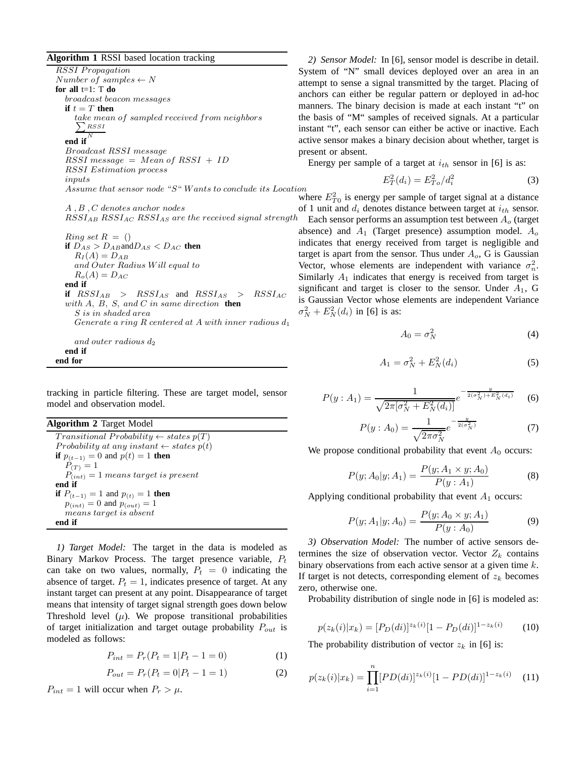**Algorithm 1** RSSI based location tracking

```
RSSI Propagation
Number of samples ← N
for all t=1: T do
    broadcast beacon messages
    if t = T then
        take mean of sampled received from neighbors
        ∑RSSI / N
    end if
    Broadcast RSSI message
    RSSI message = Mean of RSSI + ID
    RSSI Estimation process
    inputs
    Assume that sensor node "S" Wants to conclude its Location

    A , B , C denotes anchor nodes
    RSSI_AB RSSI_AC RSSI_AS are the received signal strength

    Ring set R = ()
    if D_AS > D_AB and D_AS < D_AC then
        R_I(A) = D_AB
        and Outer Radius Will equal to
        R_o(A) = D_AC
    end if
    if RSSI_AB > RSSI_AS and RSSI_AS > RSSI_AC
    with A, B, S, and C in same direction then
        S is in shaded area
        Generate a ring R centered at A with inner radious d_1

        and outer radious d_2
    end if
end for
```

tracking in particle filtering. These are target model, sensor model and observation model.

**Algorithm 2** Target Model

```
Transitional Probability ← states p(T)
Probability at any instant ← states p(t)
if p_(t-1) = 0 and p(t) = 1 then
    P_(T) = 1
    P_(int) = 1 means target is present
end if
if P_(t-1) = 1 and p_(t) = 1 then
    p_(int) = 0 and p_(out) = 1
    means target is absent
end if
```

*1) Target Model:* The target in the data is modeled as Binary Markov Process. The target presence variable, $P_t$ can take on two values, normally, $P_t = 0$ indicating the absence of target. $P_t = 1$, indicates presence of target. At any instant target can present at any point. Disappearance of target means that intensity of target signal strength goes down below Threshold level ($\mu$). We propose transitional probabilities of target initialization and target outage probability $P_{out}$ is modeled as follows:

$$P_{int} = P_r(P_t = 1|P_t - 1 = 0) \tag{1}$$

$$P_{out} = P_r(P_t = 0|P_t - 1 = 1) \tag{2}$$

$P_{int} = 1$ will occur when $P_r > \mu$.

*2) Sensor Model:* In [6], sensor model is describe in detail. System of "N" small devices deployed over an area in an attempt to sense a signal transmitted by the target. Placing of anchors can either be regular pattern or deployed in ad-hoc manners. The binary decision is made at each instant "t" on the basis of "M" samples of received signals. At a particular instant "t", each sensor can either be active or inactive. Each active sensor makes a binary decision about whether, target is present or absent.

Energy per sample of a target at $i_{th}$ sensor in [6] is as:

$$E_T^2(d_i) = E_{To}^2/d_i^2 \tag{3}$$

where $E_{T0}^2$ is energy per sample of target signal at a distance of 1 unit and $d_i$ denotes distance between target at $i_{th}$ sensor.

Each sensor performs an assumption test between $A_o$ (target absence) and $A_1$ (Target presence) assumption model. $A_o$ indicates that energy received from target is negligible and target is apart from the sensor. Thus under $A_o$, G is Gaussian Vector, whose elements are independent with variance $\sigma_n^2$. Similarly $A_1$ indicates that energy is received from target is significant and target is closer to the sensor. Under $A_1$, G is Gaussian Vector whose elements are independent Variance $\sigma_N^2 + E_N^2(d_i)$ in [6] is as:

$$A_0 = \sigma_N^2 \tag{4}$$

$$A_1 = \sigma_N^2 + E_N^2(d_i) \tag{5}$$

$$P(y : A_1) = \frac{1}{\sqrt{2\pi[\sigma_N^2 + E_N^2(d_i)]}} e^{-\frac{y}{2(\sigma_N^2) + E_N^2(d_i)}} \tag{6}$$

$$P(y : A_0) = \frac{1}{\sqrt{2\pi\sigma_N^2}} e^{-\frac{y}{2(\sigma_N^2)}} \tag{7}$$

We propose conditional probability that event $A_0$ occurs:

$$P(y; A_0|y; A_1) = \frac{P(y; A_1 \times y; A_0)}{P(y : A_1)} \tag{8}$$

Applying conditional probability that event $A_1$ occurs:

$$P(y; A_1|y; A_0) = \frac{P(y; A_0 \times y; A_1)}{P(y : A_0)} \tag{9}$$

*3) Observation Model:* The number of active sensors determines the size of observation vector. Vector $Z_k$ contains binary observations from each active sensor at a given time $k$. If target is not detects, corresponding element of $z_k$ becomes zero, otherwise one.

Probability distribution of single node in [6] is modeled as:

$$p(z_k(i)|x_k) = [P_D(di)]^{z_k(i)}[1 - P_D(di)]^{1-z_k(i)} \tag{10}$$

The probability distribution of vector $z_k$ in [6] is:

$$p(z_k(i)|x_k) = \prod_{i=1}^{n}[PD(di)]^{z_k(i)}[1 - PD(di)]^{1-z_k(i)} \tag{11}$$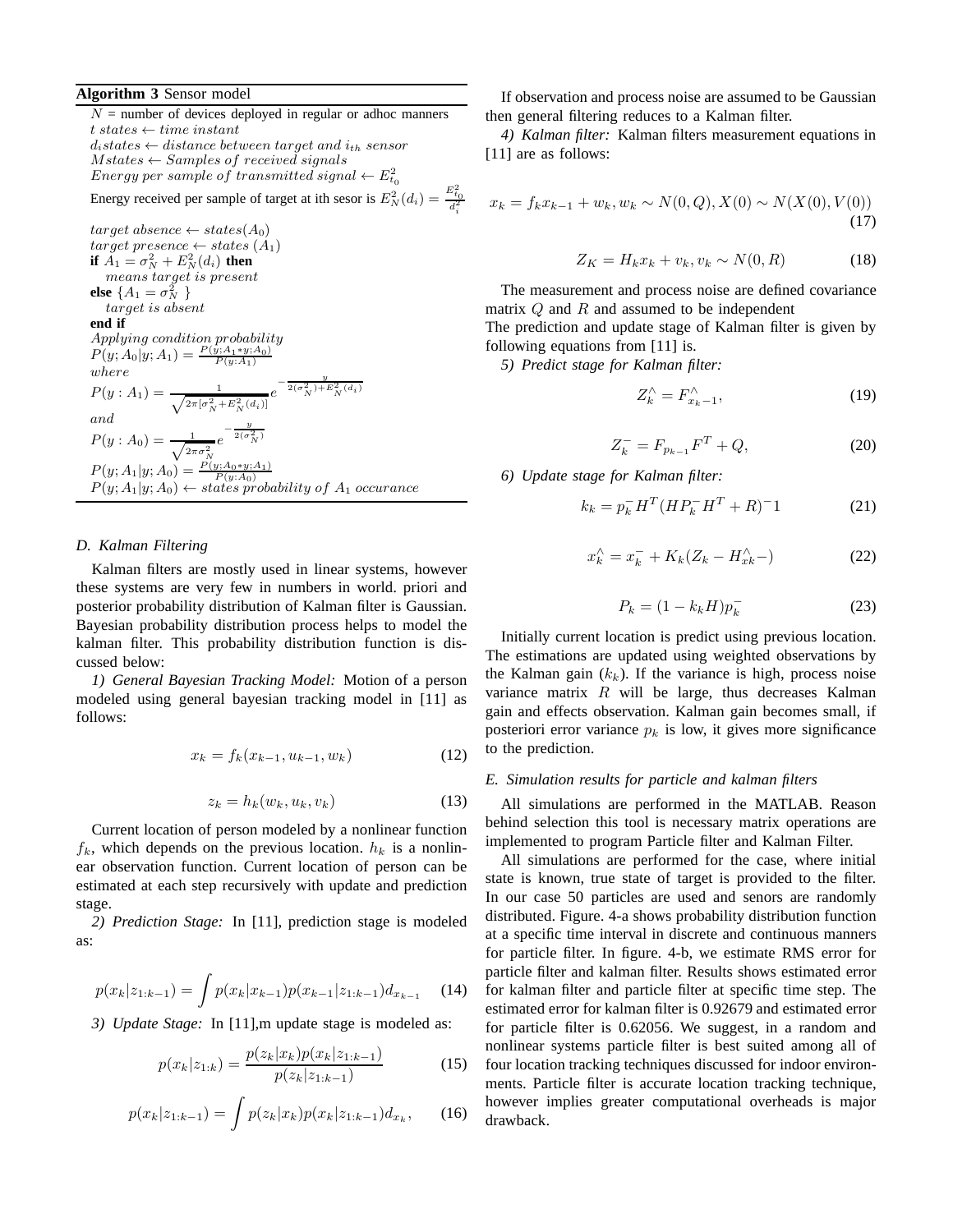**Algorithm 3** Sensor model

$N$ = number of devices deployed in regular or adhoc manners
$t\ states \leftarrow time\ instant$
$d_i states \leftarrow distance\ between\ target\ and\ i_{th}\ sensor$
$Mstates \leftarrow Samples\ of\ received\ signals$
$Energy\ per\ sample\ of\ transmitted\ signal \leftarrow E_{t_0}^2$
Energy received per sample of target at ith sesor is $E_N^2(d_i) = \frac{E_{t_0}^2}{d_i^2}$
$target\ absence \leftarrow states(A_0)$
$target\ presence \leftarrow states\ (A_1)$
**if** $A_1 = \sigma_N^2 + E_N^2(d_i)$ **then**
  $means\ target\ is\ present$
**else** $\{A_1 = \sigma_N^2\ \}$
  $target\ is\ absent$
**end if**
$Applying\ condition\ probability$
$P(y; A_0|y; A_1) = \frac{P(y; A_1 * y; A_0)}{P(y:A_1)}$
$where$
$P(y : A_1) = \frac{1}{\sqrt{2\pi[\sigma_N^2 + E_N^2(d_i)]}} e^{-\frac{y}{2(\sigma_N^2) + E_N^2(d_i)}}$
$and$
$P(y : A_0) = \frac{1}{\sqrt{2\pi\sigma_N^2}} e^{-\frac{y}{2(\sigma_N^2)}}$
$P(y; A_1|y; A_0) = \frac{P(y; A_0 * y; A_1)}{P(y:A_0)}$
$P(y; A_1|y; A_0) \leftarrow states\ probability\ of\ A_1\ occurance$

### D. Kalman Filtering

Kalman filters are mostly used in linear systems, however these systems are very few in numbers in world. priori and posterior probability distribution of Kalman filter is Gaussian. Bayesian probability distribution process helps to model the kalman filter. This probability distribution function is discussed below:

*1) General Bayesian Tracking Model:* Motion of a person modeled using general bayesian tracking model in [11] as follows:

$$x_k = f_k(x_{k-1}, u_{k-1}, w_k) \tag{12}$$

$$z_k = h_k(w_k, u_k, v_k) \tag{13}$$

Current location of person modeled by a nonlinear function $f_k$, which depends on the previous location. $h_k$ is a nonlinear observation function. Current location of person can be estimated at each step recursively with update and prediction stage.

*2) Prediction Stage:* In [11], prediction stage is modeled as:

$$p(x_k|z_{1:k-1}) = \int p(x_k|x_{k-1})p(x_{k-1}|z_{1:k-1})d_{x_{k-1}} \tag{14}$$

*3) Update Stage:* In [11],m update stage is modeled as:

$$p(x_k|z_{1:k}) = \frac{p(z_k|x_k)p(x_k|z_{1:k-1})}{p(z_k|z_{1:k-1})} \tag{15}$$

$$p(x_k|z_{1:k-1}) = \int p(z_k|x_k)p(x_k|z_{1:k-1})d_{x_k}, \tag{16}$$

If observation and process noise are assumed to be Gaussian then general filtering reduces to a Kalman filter.

*4) Kalman filter:* Kalman filters measurement equations in [11] are as follows:

$$x_k = f_k x_{k-1} + w_k, w_k \sim N(0, Q), X(0) \sim N(X(0), V(0)) \tag{17}$$

$$Z_K = H_k x_k + v_k, v_k \sim N(0, R) \tag{18}$$

The measurement and process noise are defined covariance matrix $Q$ and $R$ and assumed to be independent
The prediction and update stage of Kalman filter is given by following equations from [11] is.

*5) Predict stage for Kalman filter:*

$$Z_k^{\wedge} = F_{x_k-1}^{\wedge}, \tag{19}$$

$$Z_k^{-} = F_{p_{k-1}} F^T + Q, \tag{20}$$

*6) Update stage for Kalman filter:*

$$k_k = p_k^{-} H^T (H P_k^{-} H^T + R)^{-}1 \tag{21}$$

$$x_k^{\wedge} = x_k^{-} + K_k(Z_k - H_{xk}^{\wedge} -) \tag{22}$$

$$P_k = (1 - k_k H)p_k^{-} \tag{23}$$

Initially current location is predict using previous location. The estimations are updated using weighted observations by the Kalman gain ($k_k$). If the variance is high, process noise variance matrix $R$ will be large, thus decreases Kalman gain and effects observation. Kalman gain becomes small, if posteriori error variance $p_k$ is low, it gives more significance to the prediction.

### E. Simulation results for particle and kalman filters

All simulations are performed in the MATLAB. Reason behind selection this tool is necessary matrix operations are implemented to program Particle filter and Kalman Filter.

All simulations are performed for the case, where initial state is known, true state of target is provided to the filter. In our case 50 particles are used and senors are randomly distributed. Figure. 4-a shows probability distribution function at a specific time interval in discrete and continuous manners for particle filter. In figure. 4-b, we estimate RMS error for particle filter and kalman filter. Results shows estimated error for kalman filter and particle filter at specific time step. The estimated error for kalman filter is 0.92679 and estimated error for particle filter is 0.62056. We suggest, in a random and nonlinear systems particle filter is best suited among all of four location tracking techniques discussed for indoor environments. Particle filter is accurate location tracking technique, however implies greater computational overheads is major drawback.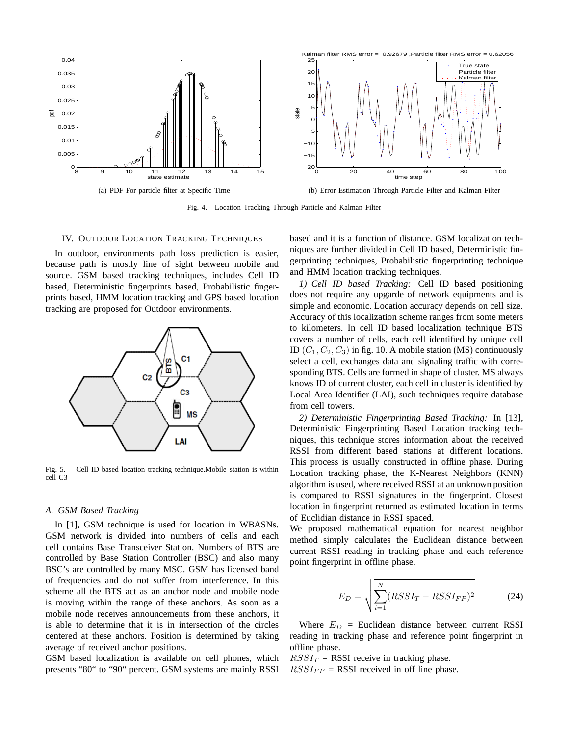(a) PDF For particle filter at Specific Time

(b) Error Estimation Through Particle Filter and Kalman Filter

Fig. 4. Location Tracking Through Particle and Kalman Filter

## IV. Outdoor Location Tracking Techniques

In outdoor, environments path loss prediction is easier, because path is mostly line of sight between mobile and source. GSM based tracking techniques, includes Cell ID based, Deterministic fingerprints based, Probabilistic fingerprints based, HMM location tracking and GPS based location tracking are proposed for Outdoor environments.

Fig. 5. Cell ID based location tracking technique.Mobile station is within cell C3

### A. GSM Based Tracking

In [1], GSM technique is used for location in WBASNs. GSM network is divided into numbers of cells and each cell contains Base Transceiver Station. Numbers of BTS are controlled by Base Station Controller (BSC) and also many BSC's are controlled by many MSC. GSM has licensed band of frequencies and do not suffer from interference. In this scheme all the BTS act as an anchor node and mobile node is moving within the range of these anchors. As soon as a mobile node receives announcements from these anchors, it is able to determine that it is in intersection of the circles centered at these anchors. Position is determined by taking average of received anchor positions.

GSM based localization is available on cell phones, which presents "80" to "90" percent. GSM systems are mainly RSSI based and it is a function of distance. GSM localization techniques are further divided in Cell ID based, Deterministic fingerprinting techniques, Probabilistic fingerprinting technique and HMM location tracking techniques.

*1) Cell ID based Tracking:* Cell ID based positioning does not require any upgarde of network equipments and is simple and economic. Location accuracy depends on cell size. Accuracy of this localization scheme ranges from some meters to kilometers. In cell ID based localization technique BTS covers a number of cells, each cell identified by unique cell ID $(C_1, C_2, C_3)$ in fig. 10. A mobile station (MS) continuously select a cell, exchanges data and signaling traffic with corresponding BTS. Cells are formed in shape of cluster. MS always knows ID of current cluster, each cell in cluster is identified by Local Area Identifier (LAI), such techniques require database from cell towers.

*2) Deterministic Fingerprinting Based Tracking:* In [13], Deterministic Fingerprinting Based Location tracking techniques, this technique stores information about the received RSSI from different based stations at different locations. This process is usually constructed in offline phase. During Location tracking phase, the K-Nearest Neighbors (KNN) algorithm is used, where received RSSI at an unknown position is compared to RSSI signatures in the fingerprint. Closest location in fingerprint returned as estimated location in terms of Euclidian distance in RSSI spaced.

We proposed mathematical equation for nearest neighbor method simply calculates the Euclidean distance between current RSSI reading in tracking phase and each reference point fingerprint in offline phase.

$$E_D = \sqrt{\sum_{i=1}^{N}(RSSI_T - RSSI_{FP})^2} \tag{24}$$

Where $E_D$ = Euclidean distance between current RSSI reading in tracking phase and reference point fingerprint in offline phase.

$RSSI_T$ = RSSI receive in tracking phase.

$RSSI_{FP}$ = RSSI received in off line phase.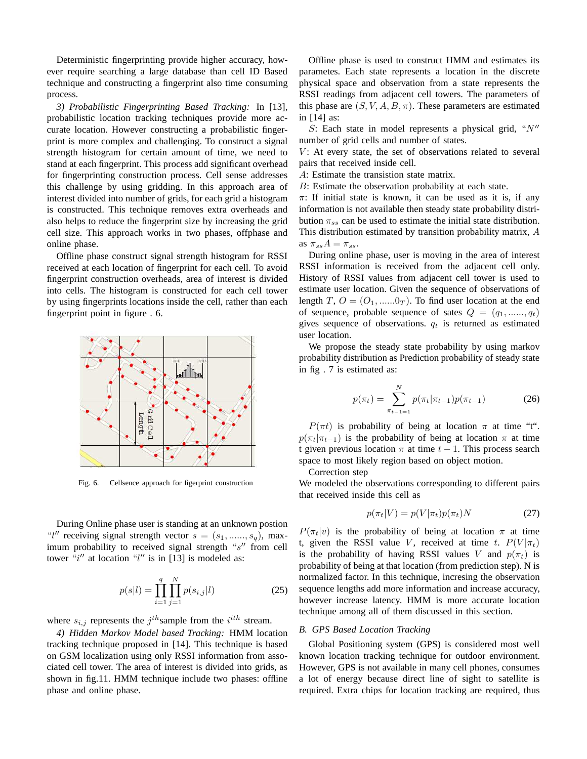Deterministic fingerprinting provide higher accuracy, however require searching a large database than cell ID Based technique and constructing a fingerprint also time consuming process.

*3) Probabilistic Fingerprinting Based Tracking:* In [13], probabilistic location tracking techniques provide more accurate location. However constructing a probabilistic fingerprint is more complex and challenging. To construct a signal strength histogram for certain amount of time, we need to stand at each fingerprint. This process add significant overhead for fingerprinting construction process. Cell sense addresses this challenge by using gridding. In this approach area of interest divided into number of grids, for each grid a histogram is constructed. This technique removes extra overheads and also helps to reduce the fingerprint size by increasing the grid cell size. This approach works in two phases, offphase and online phase.

Offline phase construct signal strength histogram for RSSI received at each location of fingerprint for each cell. To avoid fingerprint construction overheads, area of interest is divided into cells. The histogram is constructed for each cell tower by using fingerprints locations inside the cell, rather than each fingerprint point in figure . 6.

Fig. 6. Cellsence approach for figerprint construction

During Online phase user is standing at an unknown postion "$l''$" receiving signal strength vector $s = (s_1, ......, s_q)$, maximum probability to received signal strength "$s''$" from cell tower "$i''$" at location "$l''$" is in [13] is modeled as:

$$p(s|l) = \prod_{i=1}^{q} \prod_{j=1}^{N} p(s_{i,j}|l) \tag{25}$$

where $s_{i,j}$ represents the $j^{th}$sample from the $i^{ith}$ stream.

*4) Hidden Markov Model based Tracking:* HMM location tracking technique proposed in [14]. This technique is based on GSM localization using only RSSI information from associated cell tower. The area of interest is divided into grids, as shown in fig.11. HMM technique include two phases: offline phase and online phase.

Offline phase is used to construct HMM and estimates its parametes. Each state represents a location in the discrete physical space and observation from a state represents the RSSI readings from adjacent cell towers. The parameters of this phase are $(S, V, A, B, \pi)$. These parameters are estimated in [14] as:

$S$: Each state in model represents a physical grid, "$N''$" number of grid cells and number of states.
$V$: At every state, the set of observations related to several pairs that received inside cell.
$A$: Estimate the transistion state matrix.
$B$: Estimate the observation probability at each state.
$\pi$: If initial state is known, it can be used as it is, if any information is not available then steady state probability distribution $\pi_{ss}$ can be used to estimate the initial state distribution. This distribution estimated by transition probability matrix, $A$ as $\pi_{ss}A = \pi_{ss}$.

During online phase, user is moving in the area of interest RSSI information is received from the adjacent cell only. History of RSSI values from adjacent cell tower is used to estimate user location. Given the sequence of observations of length $T$, $O = (O_1, ......0_T)$. To find user location at the end of sequence, probable sequence of sates $Q = (q_1, ......, q_t)$ gives sequence of observations. $q_t$ is returned as estimated user location.

We propose the steady state probability by using markov probability distribution as Prediction probability of steady state in fig . 7 is estimated as:

$$p(\pi_t) = \sum_{\pi_{t-1=1}}^{N} p(\pi_t|\pi_{t-1})p(\pi_{t-1}) \tag{26}$$

$P(\pi t)$ is probability of being at location $\pi$ at time "t". $p(\pi_t|\pi_{t-1})$ is the probability of being at location $\pi$ at time t given previous location $\pi$ at time $t-1$. This process search space to most likely region based on object motion.

Correction step
We modeled the observations corresponding to different pairs that received inside this cell as

$$p(\pi_t|V) = p(V|\pi_t)p(\pi_t)N \tag{27}$$

$P(\pi_t|v)$ is the probability of being at location $\pi$ at time t, given the RSSI value $V$, received at time $t$. $P(V|\pi_t)$ is the probability of having RSSI values $V$ and $p(\pi_t)$ is probability of being at that location (from prediction step). N is normalized factor. In this technique, incresing the observation sequence lengths add more information and increase accuracy, however increase latency. HMM is more accurate location technique among all of them discussed in this section.

### *B. GPS Based Location Tracking*

Global Positioning system (GPS) is considered most well known location tracking technique for outdoor environment. However, GPS is not available in many cell phones, consumes a lot of energy because direct line of sight to satellite is required. Extra chips for location tracking are required, thus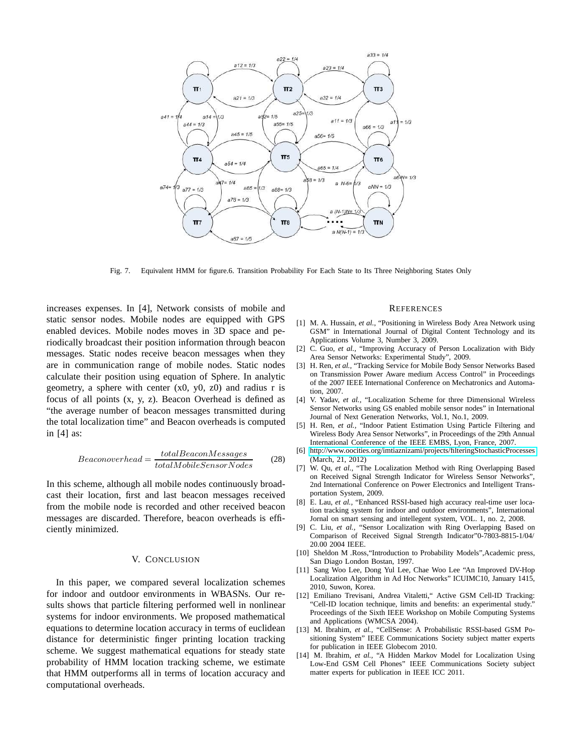a33 = 1/4

a22 = 1/4

a12 = 1/3

a23 = 1/4

π1

π2

π3

a21 = 1/3

a32 = 1/4

a41 = 1/4

a14 = 1/3

a52= 1/5

a25= 1/3

a44 = 1/3

a55= 1/5

a11 = 1/3

a66 = 1/3

a11 = 1/3

a45 = 1/5

a56= 1/5

π4

π5

π6

a54 = 1/4

a65 = 1/4

a6-N= 1/3

a58 = 1/3

a N-6= 1/3

a74= 1/3

a47= 1/4

a85 = 1/3

aNN = 1/3

a77 = 1/3

a88= 1/3

a78 = 1/3

a (N-1)N= 1/3

π7

π8

πN

a N(N-1) = 1/3

a87 = 1/5

Fig. 7. Equivalent HMM for figure.6. Transition Probability For Each State to Its Three Neighboring States Only

increases expenses. In [4], Network consists of mobile and static sensor nodes. Mobile nodes are equipped with GPS enabled devices. Mobile nodes moves in 3D space and periodically broadcast their position information through beacon messages. Static nodes receive beacon messages when they are in communication range of mobile nodes. Static nodes calculate their position using equation of Sphere. In analytic geometry, a sphere with center (x0, y0, z0) and radius r is focus of all points (x, y, z). Beacon Overhead is defined as "the average number of beacon messages transmitted during the total localization time" and Beacon overheads is computed in [4] as:

$$Beaconoverhead = \frac{totalBeaconMessages}{totalMobileSensorNodes} \tag{28}$$

In this scheme, although all mobile nodes continuously broadcast their location, first and last beacon messages received from the mobile node is recorded and other received beacon messages are discarded. Therefore, beacon overheads is efficiently minimized.

## V. Conclusion

In this paper, we compared several localization schemes for indoor and outdoor environments in WBASNs. Our results shows that particle filtering performed well in nonlinear systems for indoor environments. We proposed mathematical equations to determine location accuracy in terms of euclidean distance for deterministic finger printing location tracking scheme. We suggest mathematical equations for steady state probability of HMM location tracking scheme, we estimate that HMM outperforms all in terms of location accuracy and computational overheads.

## References

[1] M. A. Hussain, *et al.*, "Positioning in Wireless Body Area Network using GSM" in International Journal of Digital Content Technology and its Applications Volume 3, Number 3, 2009.

[2] C. Guo, *et al.*, "Improving Accuracy of Person Localization with Bidy Area Sensor Networks: Experimental Study", 2009.

[3] H. Ren, *et al.*, "Tracking Service for Mobile Body Sensor Networks Based on Transmission Power Aware medium Access Control" in Proceedings of the 2007 IEEE International Conference on Mechatronics and Automation, 2007.

[4] V. Yadav, *et al.*, "Localization Scheme for three Dimensional Wireless Sensor Networks using GS enabled mobile sensor nodes" in International Journal of Next Generation Networks, Vol.1, No.1, 2009.

[5] H. Ren, *et al.*, "Indoor Patient Estimation Using Particle Filtering and Wireless Body Area Sensor Networks", in Proceedings of the 29th Annual International Conference of the IEEE EMBS, Lyon, France, 2007.

[6] http://www.oocities.org/imtiaznizami/projects/filteringStochasticProcesses (March, 21, 2012)

[7] W. Qu, *et al.*, "The Localization Method with Ring Overlapping Based on Received Signal Strength Indicator for Wireless Sensor Networks", 2nd International Conference on Power Electronics and Intelligent Transportation System, 2009.

[8] E. Lau, *et al.*, "Enhanced RSSI-based high accuracy real-time user location tracking system for indoor and outdoor environments", International Jornal on smart sensing and intellegent system, VOL. 1, no. 2, 2008.

[9] C. Liu, *et al.*, "Sensor Localization with Ring Overlapping Based on Comparison of Received Signal Strength Indicator"0-7803-8815-1/04/ 20.00 2004 IEEE.

[10] Sheldon M .Ross,"Introduction to Probability Models",Academic press, San Diago London Bostan, 1997.

[11] Sang Woo Lee, Dong Yul Lee, Chae Woo Lee "An Improved DV-Hop Localization Algorithm in Ad Hoc Networks" ICUIMC10, January 1415, 2010, Suwon, Korea.

[12] Emiliano Trevisani, Andrea Vitaletti," Active GSM Cell-ID Tracking: "Cell-ID location technique, limits and benefits: an experimental study." Proceedings of the Sixth IEEE Workshop on Mobile Computing Systems and Applications (WMCSA 2004).

[13] M. Ibrahim, *et al.*, "CellSense: A Probabilistic RSSI-based GSM Positioning System" IEEE Communications Society subject matter experts for publication in IEEE Globecom 2010.

[14] M. Ibrahim, *et al.*, "A Hidden Markov Model for Localization Using Low-End GSM Cell Phones" IEEE Communications Society subject matter experts for publication in IEEE ICC 2011.